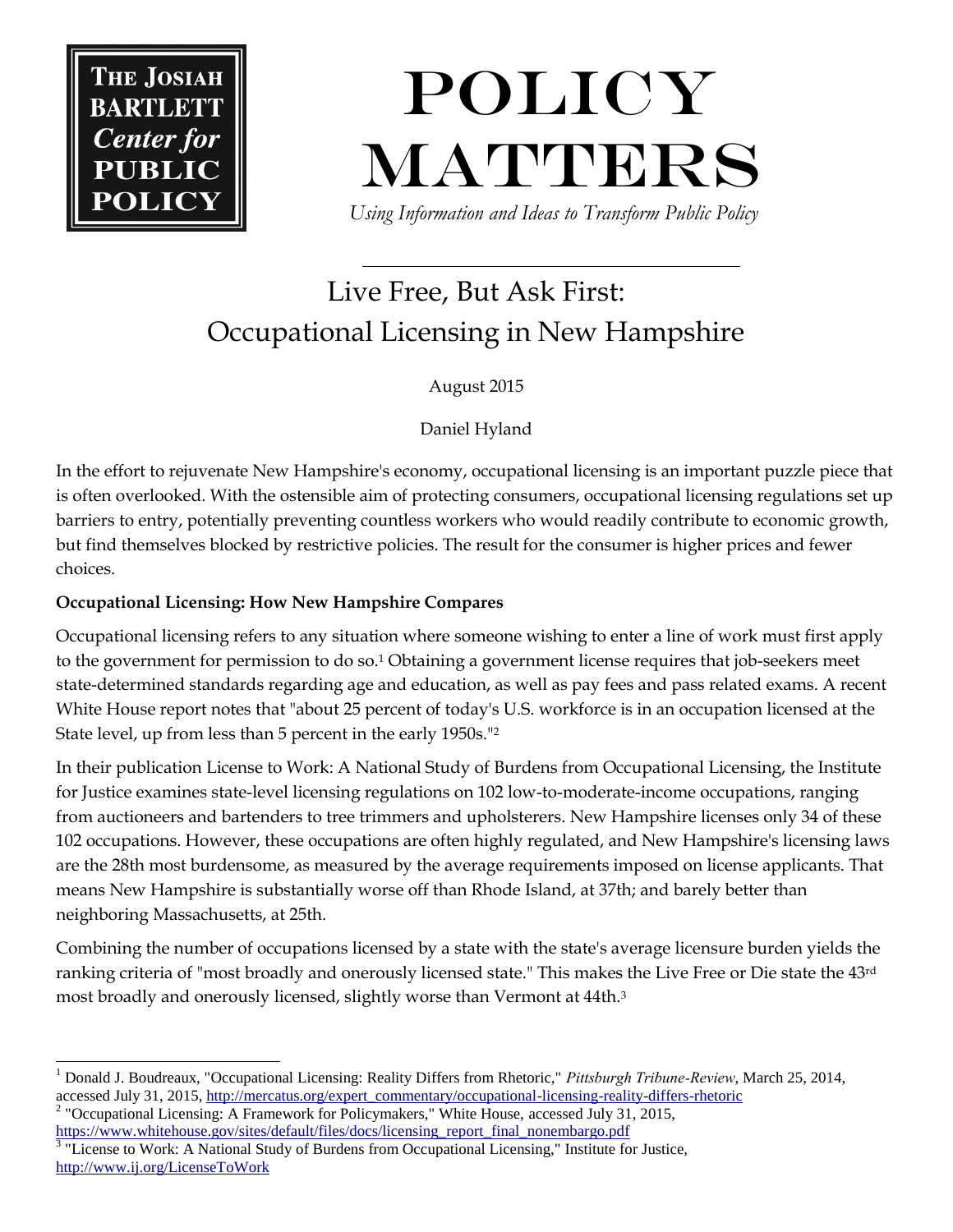**THE JOSIAH BARTLETT *Center for* PUBLIC POLICY**

# POLICY MATTERS

*Using Information and Ideas to Transform Public Policy*

## Live Free, But Ask First: Occupational Licensing in New Hampshire

August 2015

Daniel Hyland

In the effort to rejuvenate New Hampshire's economy, occupational licensing is an important puzzle piece that is often overlooked. With the ostensible aim of protecting consumers, occupational licensing regulations set up barriers to entry, potentially preventing countless workers who would readily contribute to economic growth, but find themselves blocked by restrictive policies. The result for the consumer is higher prices and fewer choices.

**Occupational Licensing: How New Hampshire Compares**

Occupational licensing refers to any situation where someone wishing to enter a line of work must first apply to the government for permission to do so.[1] Obtaining a government license requires that job-seekers meet state-determined standards regarding age and education, as well as pay fees and pass related exams. A recent White House report notes that "about 25 percent of today's U.S. workforce is in an occupation licensed at the State level, up from less than 5 percent in the early 1950s."[2]

In their publication License to Work: A National Study of Burdens from Occupational Licensing, the Institute for Justice examines state-level licensing regulations on 102 low-to-moderate-income occupations, ranging from auctioneers and bartenders to tree trimmers and upholsterers. New Hampshire licenses only 34 of these 102 occupations. However, these occupations are often highly regulated, and New Hampshire's licensing laws are the 28th most burdensome, as measured by the average requirements imposed on license applicants. That means New Hampshire is substantially worse off than Rhode Island, at 37th; and barely better than neighboring Massachusetts, at 25th.

Combining the number of occupations licensed by a state with the state's average licensure burden yields the ranking criteria of "most broadly and onerously licensed state." This makes the Live Free or Die state the 43rd most broadly and onerously licensed, slightly worse than Vermont at 44th.[3]

---

[1] Donald J. Boudreaux, "Occupational Licensing: Reality Differs from Rhetoric," *Pittsburgh Tribune-Review*, March 25, 2014, accessed July 31, 2015, http://mercatus.org/expert_commentary/occupational-licensing-reality-differs-rhetoric

[2] "Occupational Licensing: A Framework for Policymakers," White House, accessed July 31, 2015, https://www.whitehouse.gov/sites/default/files/docs/licensing_report_final_nonembargo.pdf

[3] "License to Work: A National Study of Burdens from Occupational Licensing," Institute for Justice, http://www.ij.org/LicenseToWork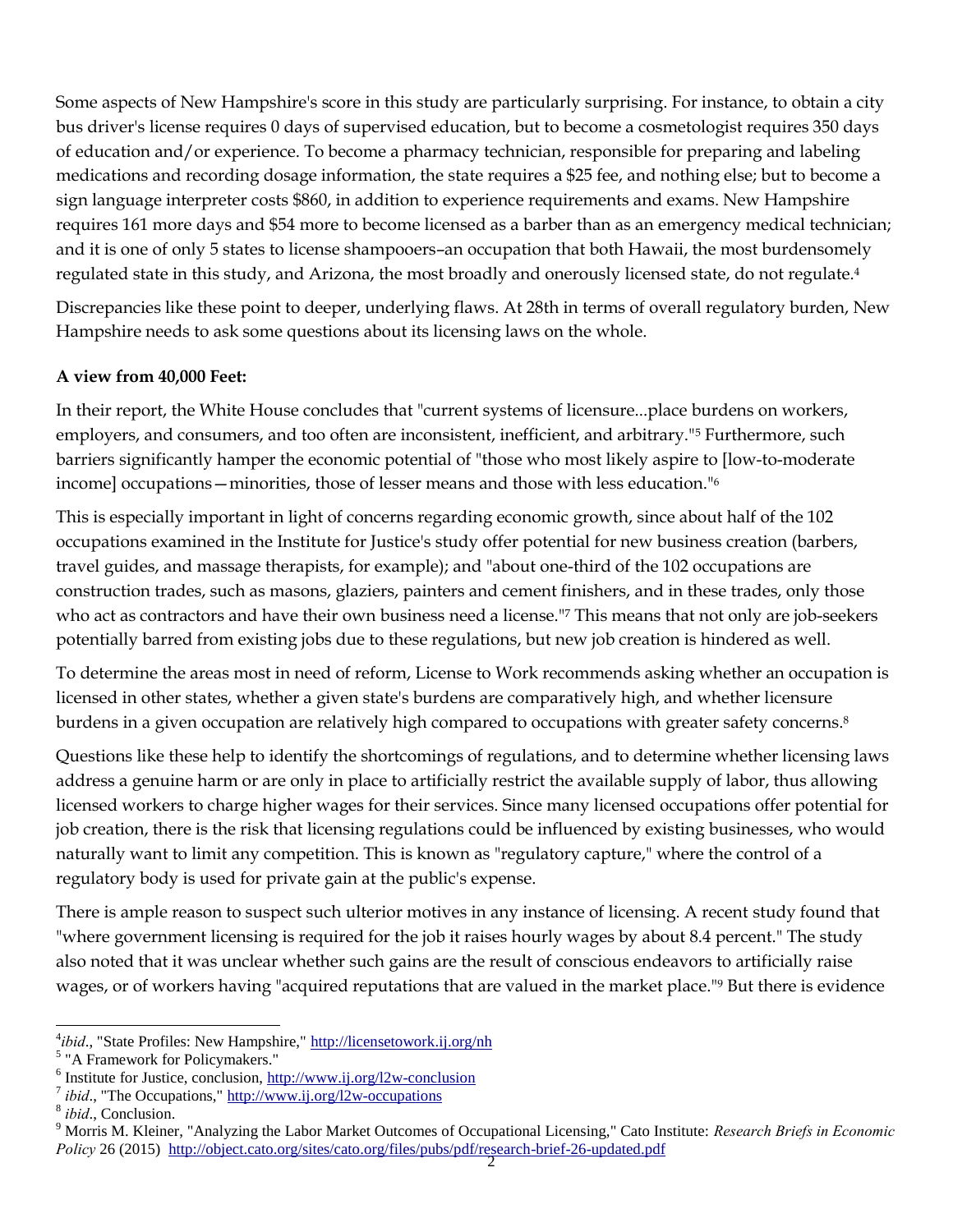Some aspects of New Hampshire's score in this study are particularly surprising. For instance, to obtain a city bus driver's license requires 0 days of supervised education, but to become a cosmetologist requires 350 days of education and/or experience. To become a pharmacy technician, responsible for preparing and labeling medications and recording dosage information, the state requires a $25 fee, and nothing else; but to become a sign language interpreter costs $860, in addition to experience requirements and exams. New Hampshire requires 161 more days and $54 more to become licensed as a barber than as an emergency medical technician; and it is one of only 5 states to license shampooers–an occupation that both Hawaii, the most burdensomely regulated state in this study, and Arizona, the most broadly and onerously licensed state, do not regulate.[4]

Discrepancies like these point to deeper, underlying flaws. At 28th in terms of overall regulatory burden, New Hampshire needs to ask some questions about its licensing laws on the whole.

**A view from 40,000 Feet:**

In their report, the White House concludes that "current systems of licensure...place burdens on workers, employers, and consumers, and too often are inconsistent, inefficient, and arbitrary."[5] Furthermore, such barriers significantly hamper the economic potential of "those who most likely aspire to [low-to-moderate income] occupations—minorities, those of lesser means and those with less education."[6]

This is especially important in light of concerns regarding economic growth, since about half of the 102 occupations examined in the Institute for Justice's study offer potential for new business creation (barbers, travel guides, and massage therapists, for example); and "about one-third of the 102 occupations are construction trades, such as masons, glaziers, painters and cement finishers, and in these trades, only those who act as contractors and have their own business need a license."[7] This means that not only are job-seekers potentially barred from existing jobs due to these regulations, but new job creation is hindered as well.

To determine the areas most in need of reform, License to Work recommends asking whether an occupation is licensed in other states, whether a given state's burdens are comparatively high, and whether licensure burdens in a given occupation are relatively high compared to occupations with greater safety concerns.[8]

Questions like these help to identify the shortcomings of regulations, and to determine whether licensing laws address a genuine harm or are only in place to artificially restrict the available supply of labor, thus allowing licensed workers to charge higher wages for their services. Since many licensed occupations offer potential for job creation, there is the risk that licensing regulations could be influenced by existing businesses, who would naturally want to limit any competition. This is known as "regulatory capture," where the control of a regulatory body is used for private gain at the public's expense.

There is ample reason to suspect such ulterior motives in any instance of licensing. A recent study found that "where government licensing is required for the job it raises hourly wages by about 8.4 percent." The study also noted that it was unclear whether such gains are the result of conscious endeavors to artificially raise wages, or of workers having "acquired reputations that are valued in the market place."[9] But there is evidence

---

[4] *ibid*., "State Profiles: New Hampshire," http://licensetowork.ij.org/nh

[5] "A Framework for Policymakers."

[6] Institute for Justice, conclusion, http://www.ij.org/l2w-conclusion

[7] *ibid*., "The Occupations," http://www.ij.org/l2w-occupations

[8] *ibid*., Conclusion.

[9] Morris M. Kleiner, "Analyzing the Labor Market Outcomes of Occupational Licensing," Cato Institute: *Research Briefs in Economic Policy* 26 (2015) http://object.cato.org/sites/cato.org/files/pubs/pdf/research-brief-26-updated.pdf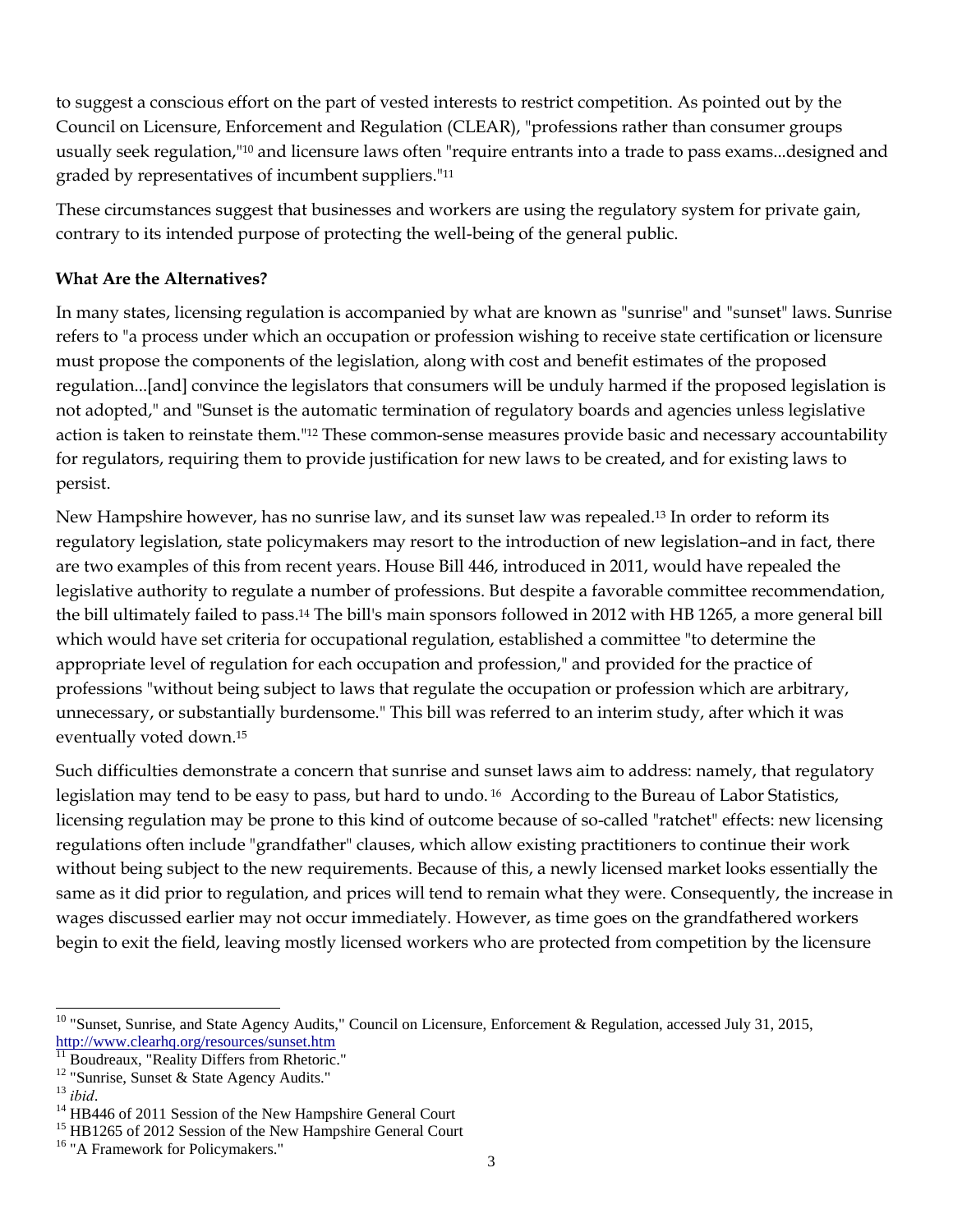to suggest a conscious effort on the part of vested interests to restrict competition. As pointed out by the Council on Licensure, Enforcement and Regulation (CLEAR), "professions rather than consumer groups usually seek regulation,"[10] and licensure laws often "require entrants into a trade to pass exams...designed and graded by representatives of incumbent suppliers."[11]

These circumstances suggest that businesses and workers are using the regulatory system for private gain, contrary to its intended purpose of protecting the well-being of the general public.

**What Are the Alternatives?**

In many states, licensing regulation is accompanied by what are known as "sunrise" and "sunset" laws. Sunrise refers to "a process under which an occupation or profession wishing to receive state certification or licensure must propose the components of the legislation, along with cost and benefit estimates of the proposed regulation...[and] convince the legislators that consumers will be unduly harmed if the proposed legislation is not adopted," and "Sunset is the automatic termination of regulatory boards and agencies unless legislative action is taken to reinstate them."[12] These common-sense measures provide basic and necessary accountability for regulators, requiring them to provide justification for new laws to be created, and for existing laws to persist.

New Hampshire however, has no sunrise law, and its sunset law was repealed.[13] In order to reform its regulatory legislation, state policymakers may resort to the introduction of new legislation–and in fact, there are two examples of this from recent years. House Bill 446, introduced in 2011, would have repealed the legislative authority to regulate a number of professions. But despite a favorable committee recommendation, the bill ultimately failed to pass.[14] The bill's main sponsors followed in 2012 with HB 1265, a more general bill which would have set criteria for occupational regulation, established a committee "to determine the appropriate level of regulation for each occupation and profession," and provided for the practice of professions "without being subject to laws that regulate the occupation or profession which are arbitrary, unnecessary, or substantially burdensome." This bill was referred to an interim study, after which it was eventually voted down.[15]

Such difficulties demonstrate a concern that sunrise and sunset laws aim to address: namely, that regulatory legislation may tend to be easy to pass, but hard to undo.[16] According to the Bureau of Labor Statistics, licensing regulation may be prone to this kind of outcome because of so-called "ratchet" effects: new licensing regulations often include "grandfather" clauses, which allow existing practitioners to continue their work without being subject to the new requirements. Because of this, a newly licensed market looks essentially the same as it did prior to regulation, and prices will tend to remain what they were. Consequently, the increase in wages discussed earlier may not occur immediately. However, as time goes on the grandfathered workers begin to exit the field, leaving mostly licensed workers who are protected from competition by the licensure

---

[10] "Sunset, Sunrise, and State Agency Audits," Council on Licensure, Enforcement & Regulation, accessed July 31, 2015, http://www.clearhq.org/resources/sunset.htm

[11] Boudreaux, "Reality Differs from Rhetoric."

[12] "Sunrise, Sunset & State Agency Audits."

[13] *ibid*.

[14] HB446 of 2011 Session of the New Hampshire General Court

[15] HB1265 of 2012 Session of the New Hampshire General Court

[16] "A Framework for Policymakers."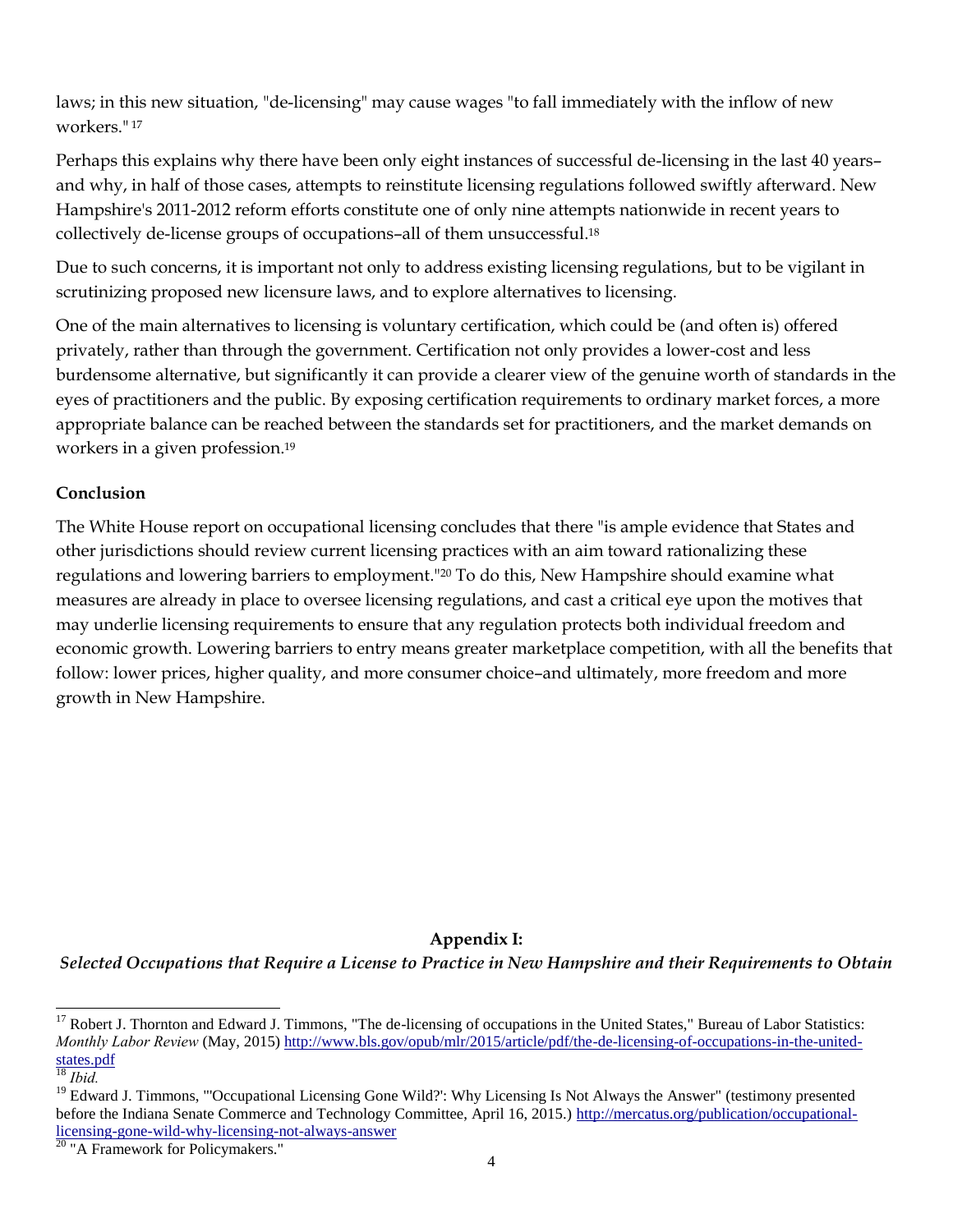laws; in this new situation, "de-licensing" may cause wages "to fall immediately with the inflow of new workers."[17]

Perhaps this explains why there have been only eight instances of successful de-licensing in the last 40 years–and why, in half of those cases, attempts to reinstitute licensing regulations followed swiftly afterward. New Hampshire's 2011-2012 reform efforts constitute one of only nine attempts nationwide in recent years to collectively de-license groups of occupations–all of them unsuccessful.[18]

Due to such concerns, it is important not only to address existing licensing regulations, but to be vigilant in scrutinizing proposed new licensure laws, and to explore alternatives to licensing.

One of the main alternatives to licensing is voluntary certification, which could be (and often is) offered privately, rather than through the government. Certification not only provides a lower-cost and less burdensome alternative, but significantly it can provide a clearer view of the genuine worth of standards in the eyes of practitioners and the public. By exposing certification requirements to ordinary market forces, a more appropriate balance can be reached between the standards set for practitioners, and the market demands on workers in a given profession.[19]

**Conclusion**

The White House report on occupational licensing concludes that there "is ample evidence that States and other jurisdictions should review current licensing practices with an aim toward rationalizing these regulations and lowering barriers to employment."[20] To do this, New Hampshire should examine what measures are already in place to oversee licensing regulations, and cast a critical eye upon the motives that may underlie licensing requirements to ensure that any regulation protects both individual freedom and economic growth. Lowering barriers to entry means greater marketplace competition, with all the benefits that follow: lower prices, higher quality, and more consumer choice–and ultimately, more freedom and more growth in New Hampshire.

**Appendix I:**

***Selected Occupations that Require a License to Practice in New Hampshire and their Requirements to Obtain***

---

[17] Robert J. Thornton and Edward J. Timmons, "The de-licensing of occupations in the United States," Bureau of Labor Statistics: *Monthly Labor Review* (May, 2015) http://www.bls.gov/opub/mlr/2015/article/pdf/the-de-licensing-of-occupations-in-the-united-states.pdf

[18] *Ibid.*

[19] Edward J. Timmons, "'Occupational Licensing Gone Wild?': Why Licensing Is Not Always the Answer" (testimony presented before the Indiana Senate Commerce and Technology Committee, April 16, 2015.) http://mercatus.org/publication/occupational-licensing-gone-wild-why-licensing-not-always-answer

[20] "A Framework for Policymakers."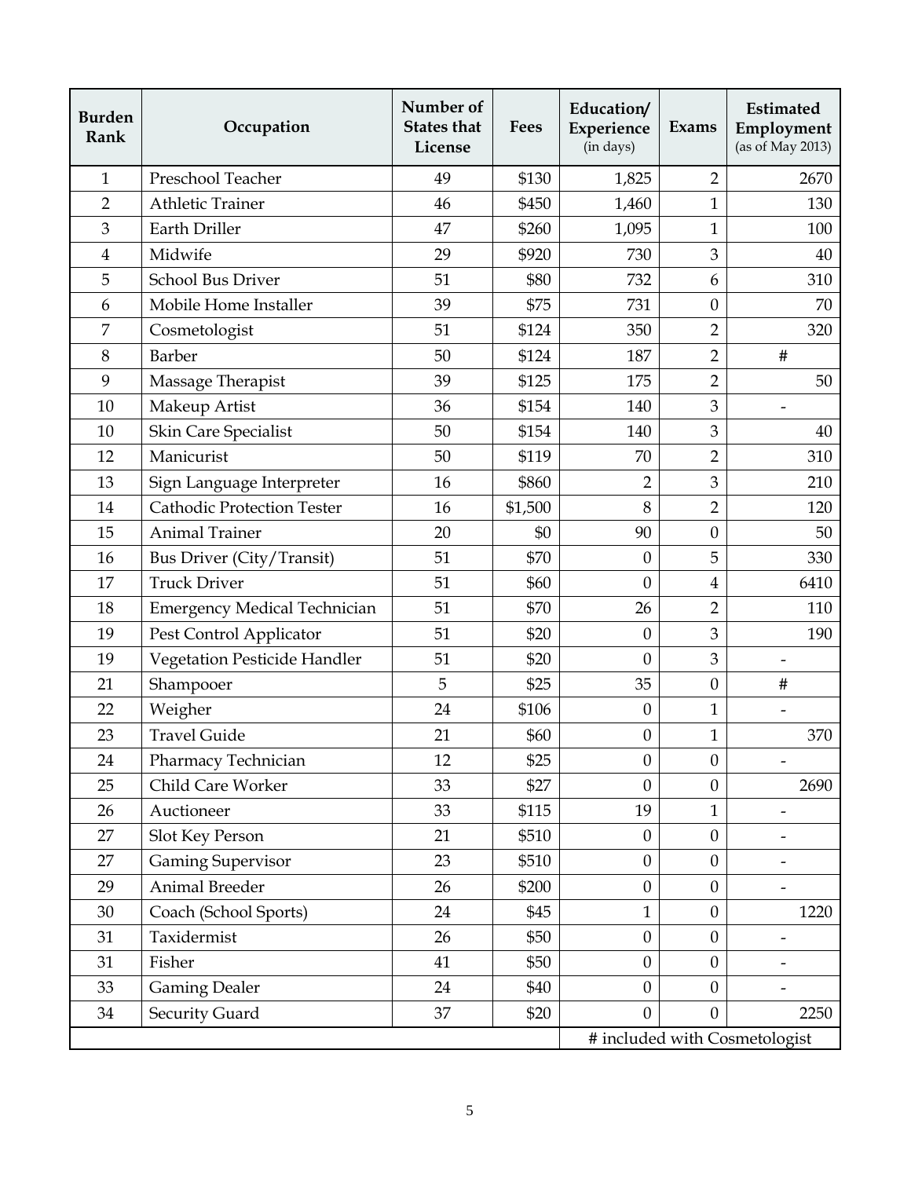| Burden Rank | Occupation | Number of States that License | Fees | Education/ Experience (in days) | Exams | Estimated Employment (as of May 2013) |
|---|---|---|---|---|---|---|
| 1 | Preschool Teacher | 49 | $130 | 1,825 | 2 | 2670 |
| 2 | Athletic Trainer | 46 | $450 | 1,460 | 1 | 130 |
| 3 | Earth Driller | 47 | $260 | 1,095 | 1 | 100 |
| 4 | Midwife | 29 | $920 | 730 | 3 | 40 |
| 5 | School Bus Driver | 51 | $80 | 732 | 6 | 310 |
| 6 | Mobile Home Installer | 39 | $75 | 731 | 0 | 70 |
| 7 | Cosmetologist | 51 | $124 | 350 | 2 | 320 |
| 8 | Barber | 50 | $124 | 187 | 2 | # |
| 9 | Massage Therapist | 39 | $125 | 175 | 2 | 50 |
| 10 | Makeup Artist | 36 | $154 | 140 | 3 | - |
| 10 | Skin Care Specialist | 50 | $154 | 140 | 3 | 40 |
| 12 | Manicurist | 50 | $119 | 70 | 2 | 310 |
| 13 | Sign Language Interpreter | 16 | $860 | 2 | 3 | 210 |
| 14 | Cathodic Protection Tester | 16 | $1,500 | 8 | 2 | 120 |
| 15 | Animal Trainer | 20 | $0 | 90 | 0 | 50 |
| 16 | Bus Driver (City/Transit) | 51 | $70 | 0 | 5 | 330 |
| 17 | Truck Driver | 51 | $60 | 0 | 4 | 6410 |
| 18 | Emergency Medical Technician | 51 | $70 | 26 | 2 | 110 |
| 19 | Pest Control Applicator | 51 | $20 | 0 | 3 | 190 |
| 19 | Vegetation Pesticide Handler | 51 | $20 | 0 | 3 | - |
| 21 | Shampooer | 5 | $25 | 35 | 0 | # |
| 22 | Weigher | 24 | $106 | 0 | 1 | - |
| 23 | Travel Guide | 21 | $60 | 0 | 1 | 370 |
| 24 | Pharmacy Technician | 12 | $25 | 0 | 0 | - |
| 25 | Child Care Worker | 33 | $27 | 0 | 0 | 2690 |
| 26 | Auctioneer | 33 | $115 | 19 | 1 | - |
| 27 | Slot Key Person | 21 | $510 | 0 | 0 | - |
| 27 | Gaming Supervisor | 23 | $510 | 0 | 0 | - |
| 29 | Animal Breeder | 26 | $200 | 0 | 0 | - |
| 30 | Coach (School Sports) | 24 | $45 | 1 | 0 | 1220 |
| 31 | Taxidermist | 26 | $50 | 0 | 0 | - |
| 31 | Fisher | 41 | $50 | 0 | 0 | - |
| 33 | Gaming Dealer | 24 | $40 | 0 | 0 | - |
| 34 | Security Guard | 37 | $20 | 0 | 0 | 2250 |
| | | | | # included with Cosmetologist | | |